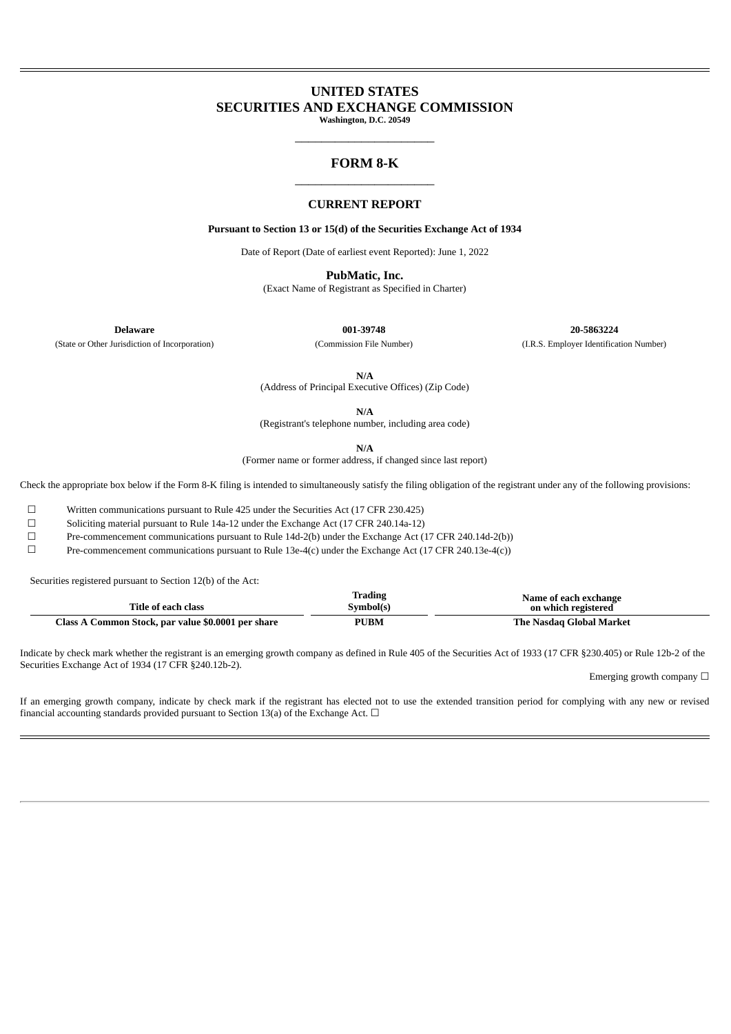# UNITED STATES
# SECURITIES AND EXCHANGE COMMISSION

**Washington, D.C. 20549**

---

## FORM 8-K

---

### CURRENT REPORT

**Pursuant to Section 13 or 15(d) of the Securities Exchange Act of 1934**

Date of Report (Date of earliest event Reported): June 1, 2022

**PubMatic, Inc.**

(Exact Name of Registrant as Specified in Charter)

| **Delaware** | **001-39748** | **20-5863224** |
|---|---|---|
| (State or Other Jurisdiction of Incorporation) | (Commission File Number) | (I.R.S. Employer Identification Number) |

**N/A**

(Address of Principal Executive Offices) (Zip Code)

**N/A**

(Registrant's telephone number, including area code)

**N/A**

(Former name or former address, if changed since last report)

Check the appropriate box below if the Form 8-K filing is intended to simultaneously satisfy the filing obligation of the registrant under any of the following provisions:

☐ Written communications pursuant to Rule 425 under the Securities Act (17 CFR 230.425)

☐ Soliciting material pursuant to Rule 14a-12 under the Exchange Act (17 CFR 240.14a-12)

☐ Pre-commencement communications pursuant to Rule 14d-2(b) under the Exchange Act (17 CFR 240.14d-2(b))

☐ Pre-commencement communications pursuant to Rule 13e-4(c) under the Exchange Act (17 CFR 240.13e-4(c))

Securities registered pursuant to Section 12(b) of the Act:

| Title of each class | Trading Symbol(s) | Name of each exchange on which registered |
|---|---|---|
| **Class A Common Stock, par value $0.0001 per share** | **PUBM** | **The Nasdaq Global Market** |

Indicate by check mark whether the registrant is an emerging growth company as defined in Rule 405 of the Securities Act of 1933 (17 CFR §230.405) or Rule 12b-2 of the Securities Exchange Act of 1934 (17 CFR §240.12b-2).

Emerging growth company ☐

If an emerging growth company, indicate by check mark if the registrant has elected not to use the extended transition period for complying with any new or revised financial accounting standards provided pursuant to Section 13(a) of the Exchange Act. ☐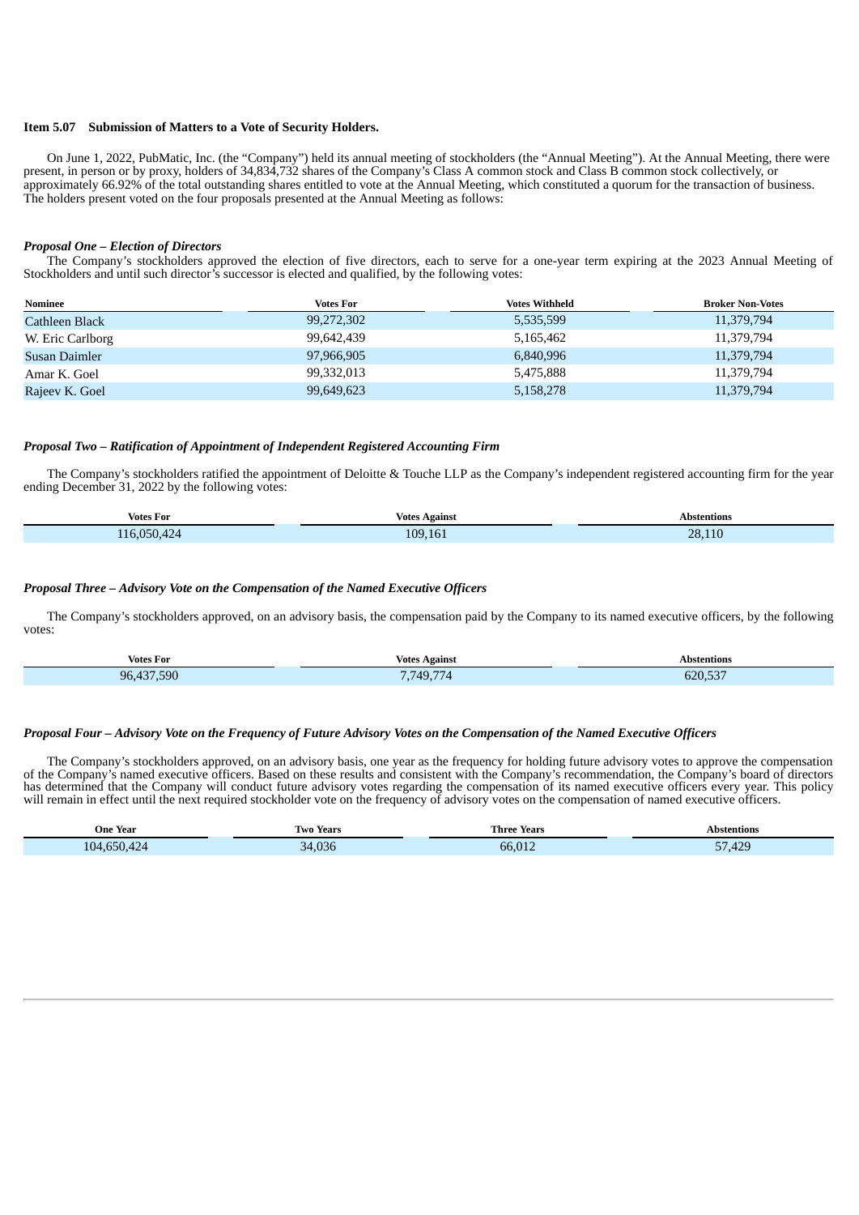**Item 5.07 Submission of Matters to a Vote of Security Holders.**

On June 1, 2022, PubMatic, Inc. (the "Company") held its annual meeting of stockholders (the "Annual Meeting"). At the Annual Meeting, there were present, in person or by proxy, holders of 34,834,732 shares of the Company's Class A common stock and Class B common stock collectively, or approximately 66.92% of the total outstanding shares entitled to vote at the Annual Meeting, which constituted a quorum for the transaction of business. The holders present voted on the four proposals presented at the Annual Meeting as follows:

***Proposal One – Election of Directors***

The Company's stockholders approved the election of five directors, each to serve for a one-year term expiring at the 2023 Annual Meeting of Stockholders and until such director's successor is elected and qualified, by the following votes:

| Nominee | Votes For | Votes Withheld | Broker Non-Votes |
|---|---|---|---|
| Cathleen Black | 99,272,302 | 5,535,599 | 11,379,794 |
| W. Eric Carlborg | 99,642,439 | 5,165,462 | 11,379,794 |
| Susan Daimler | 97,966,905 | 6,840,996 | 11,379,794 |
| Amar K. Goel | 99,332,013 | 5,475,888 | 11,379,794 |
| Rajeev K. Goel | 99,649,623 | 5,158,278 | 11,379,794 |

***Proposal Two – Ratification of Appointment of Independent Registered Accounting Firm***

The Company's stockholders ratified the appointment of Deloitte & Touche LLP as the Company's independent registered accounting firm for the year ending December 31, 2022 by the following votes:

| Votes For | Votes Against | Abstentions |
|---|---|---|
| 116,050,424 | 109,161 | 28,110 |

***Proposal Three – Advisory Vote on the Compensation of the Named Executive Officers***

The Company's stockholders approved, on an advisory basis, the compensation paid by the Company to its named executive officers, by the following votes:

| Votes For | Votes Against | Abstentions |
|---|---|---|
| 96,437,590 | 7,749,774 | 620,537 |

***Proposal Four – Advisory Vote on the Frequency of Future Advisory Votes on the Compensation of the Named Executive Officers***

The Company's stockholders approved, on an advisory basis, one year as the frequency for holding future advisory votes to approve the compensation of the Company's named executive officers. Based on these results and consistent with the Company's recommendation, the Company's board of directors has determined that the Company will conduct future advisory votes regarding the compensation of its named executive officers every year. This policy will remain in effect until the next required stockholder vote on the frequency of advisory votes on the compensation of named executive officers.

| One Year | Two Years | Three Years | Abstentions |
|---|---|---|---|
| 104,650,424 | 34,036 | 66,012 | 57,429 |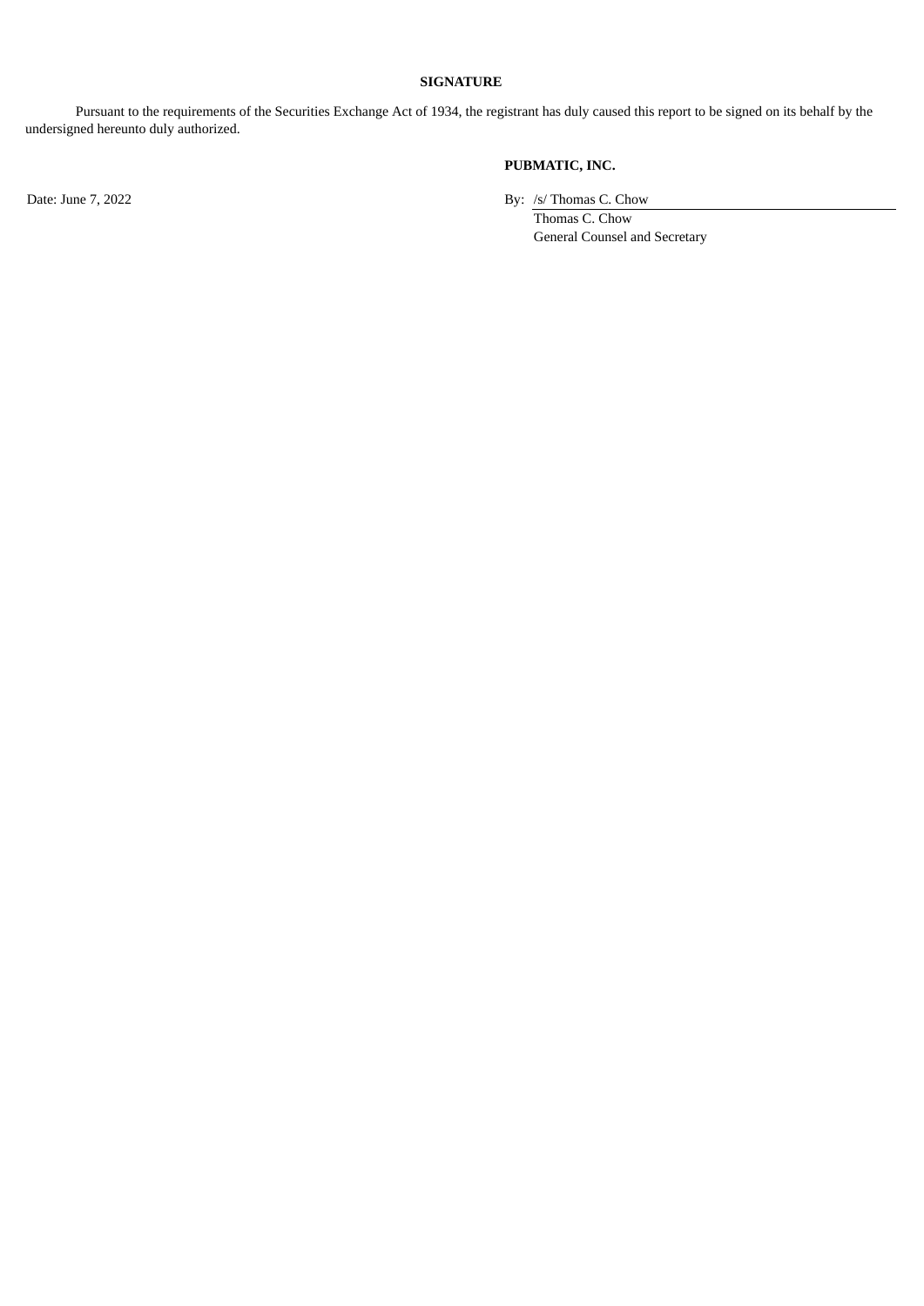**SIGNATURE**

Pursuant to the requirements of the Securities Exchange Act of 1934, the registrant has duly caused this report to be signed on its behalf by the undersigned hereunto duly authorized.

**PUBMATIC, INC.**

Date: June 7, 2022

By: /s/ Thomas C. Chow
Thomas C. Chow
General Counsel and Secretary